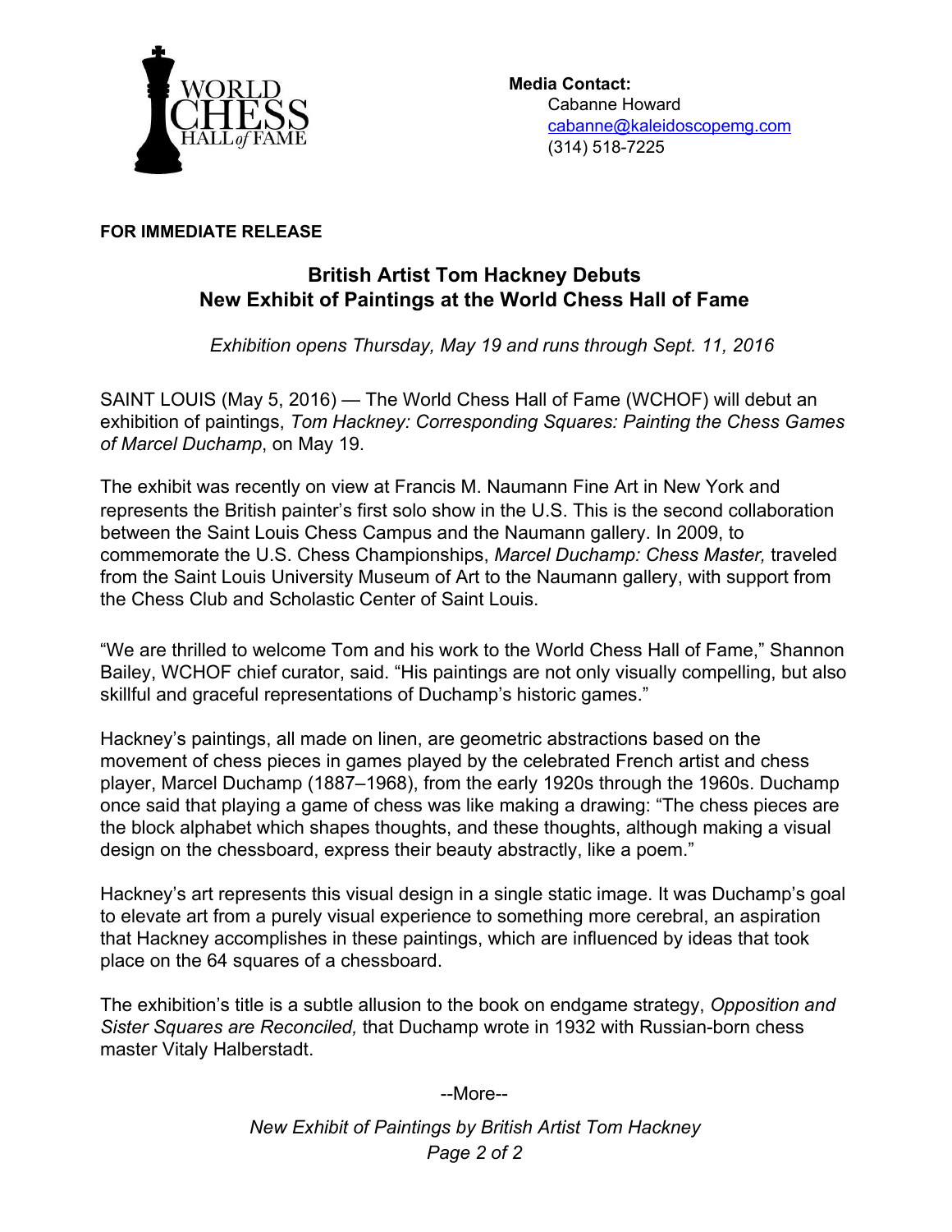World Chess Hall of Fame

**Media Contact:**
Cabanne Howard
[cabanne@kaleidoscopemg.com](mailto:cabanne@kaleidoscopemg.com)
(314) 518-7225

**FOR IMMEDIATE RELEASE**

## British Artist Tom Hackney Debuts New Exhibit of Paintings at the World Chess Hall of Fame

*Exhibition opens Thursday, May 19 and runs through Sept. 11, 2016*

SAINT LOUIS (May 5, 2016) — The World Chess Hall of Fame (WCHOF) will debut an exhibition of paintings, *Tom Hackney: Corresponding Squares: Painting the Chess Games of Marcel Duchamp*, on May 19.

The exhibit was recently on view at Francis M. Naumann Fine Art in New York and represents the British painter's first solo show in the U.S. This is the second collaboration between the Saint Louis Chess Campus and the Naumann gallery. In 2009, to commemorate the U.S. Chess Championships, *Marcel Duchamp: Chess Master,* traveled from the Saint Louis University Museum of Art to the Naumann gallery, with support from the Chess Club and Scholastic Center of Saint Louis.

"We are thrilled to welcome Tom and his work to the World Chess Hall of Fame," Shannon Bailey, WCHOF chief curator, said. "His paintings are not only visually compelling, but also skillful and graceful representations of Duchamp's historic games."

Hackney's paintings, all made on linen, are geometric abstractions based on the movement of chess pieces in games played by the celebrated French artist and chess player, Marcel Duchamp (1887–1968), from the early 1920s through the 1960s. Duchamp once said that playing a game of chess was like making a drawing: "The chess pieces are the block alphabet which shapes thoughts, and these thoughts, although making a visual design on the chessboard, express their beauty abstractly, like a poem."

Hackney's art represents this visual design in a single static image. It was Duchamp's goal to elevate art from a purely visual experience to something more cerebral, an aspiration that Hackney accomplishes in these paintings, which are influenced by ideas that took place on the 64 squares of a chessboard.

The exhibition's title is a subtle allusion to the book on endgame strategy, *Opposition and Sister Squares are Reconciled,* that Duchamp wrote in 1932 with Russian-born chess master Vitaly Halberstadt.

--More--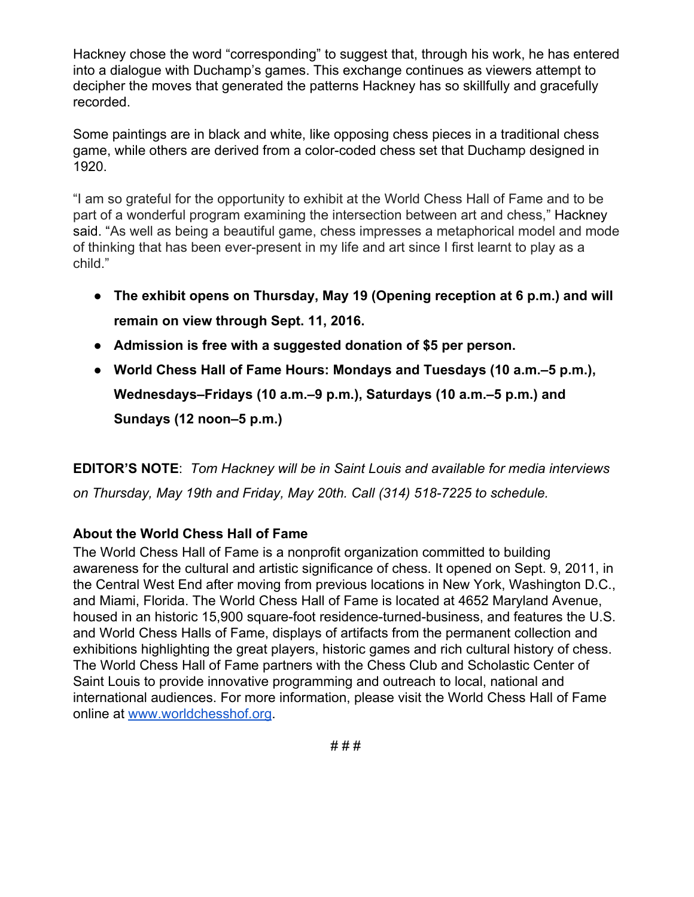Hackney chose the word “corresponding” to suggest that, through his work, he has entered into a dialogue with Duchamp’s games. This exchange continues as viewers attempt to decipher the moves that generated the patterns Hackney has so skillfully and gracefully recorded.

Some paintings are in black and white, like opposing chess pieces in a traditional chess game, while others are derived from a color-coded chess set that Duchamp designed in 1920.

“I am so grateful for the opportunity to exhibit at the World Chess Hall of Fame and to be part of a wonderful program examining the intersection between art and chess,” Hackney said. “As well as being a beautiful game, chess impresses a metaphorical model and mode of thinking that has been ever-present in my life and art since I first learnt to play as a child.”

- **The exhibit opens on Thursday, May 19 (Opening reception at 6 p.m.) and will remain on view through Sept. 11, 2016.**
- **Admission is free with a suggested donation of $5 per person.**
- **World Chess Hall of Fame Hours: Mondays and Tuesdays (10 a.m.–5 p.m.), Wednesdays–Fridays (10 a.m.–9 p.m.), Saturdays (10 a.m.–5 p.m.) and Sundays (12 noon–5 p.m.)**

**EDITOR’S NOTE**: *Tom Hackney will be in Saint Louis and available for media interviews on Thursday, May 19th and Friday, May 20th. Call (314) 518-7225 to schedule.*

**About the World Chess Hall of Fame**

The World Chess Hall of Fame is a nonprofit organization committed to building awareness for the cultural and artistic significance of chess. It opened on Sept. 9, 2011, in the Central West End after moving from previous locations in New York, Washington D.C., and Miami, Florida. The World Chess Hall of Fame is located at 4652 Maryland Avenue, housed in an historic 15,900 square-foot residence-turned-business, and features the U.S. and World Chess Halls of Fame, displays of artifacts from the permanent collection and exhibitions highlighting the great players, historic games and rich cultural history of chess. The World Chess Hall of Fame partners with the Chess Club and Scholastic Center of Saint Louis to provide innovative programming and outreach to local, national and international audiences. For more information, please visit the World Chess Hall of Fame online at www.worldchesshof.org.

# # #